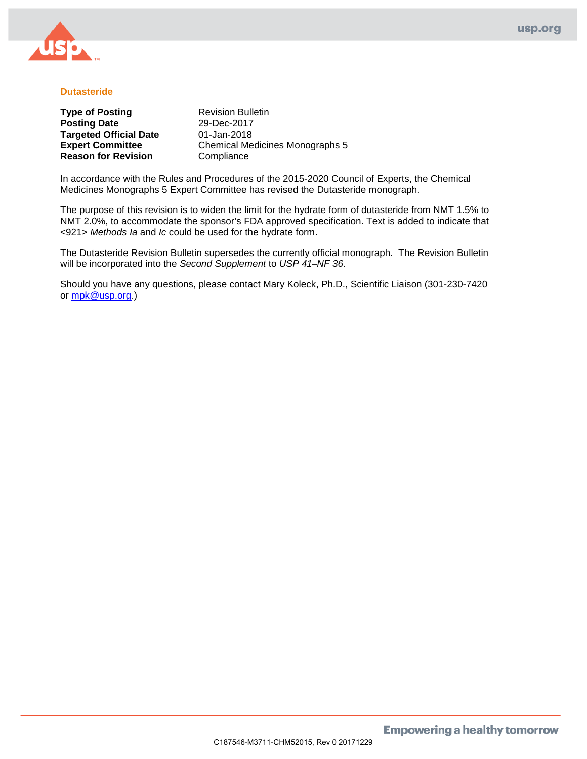# Dutasteride

| | |
|---|---|
| **Type of Posting** | Revision Bulletin |
| **Posting Date** | 29-Dec-2017 |
| **Targeted Official Date** | 01-Jan-2018 |
| **Expert Committee** | Chemical Medicines Monographs 5 |
| **Reason for Revision** | Compliance |

In accordance with the Rules and Procedures of the 2015-2020 Council of Experts, the Chemical Medicines Monographs 5 Expert Committee has revised the Dutasteride monograph.

The purpose of this revision is to widen the limit for the hydrate form of dutasteride from NMT 1.5% to NMT 2.0%, to accommodate the sponsor's FDA approved specification. Text is added to indicate that <921> *Methods Ia* and *Ic* could be used for the hydrate form.

The Dutasteride Revision Bulletin supersedes the currently official monograph. The Revision Bulletin will be incorporated into the *Second Supplement* to *USP 41–NF 36*.

Should you have any questions, please contact Mary Koleck, Ph.D., Scientific Liaison (301-230-7420 or mpk@usp.org.)

C187546-M3711-CHM52015, Rev 0 20171229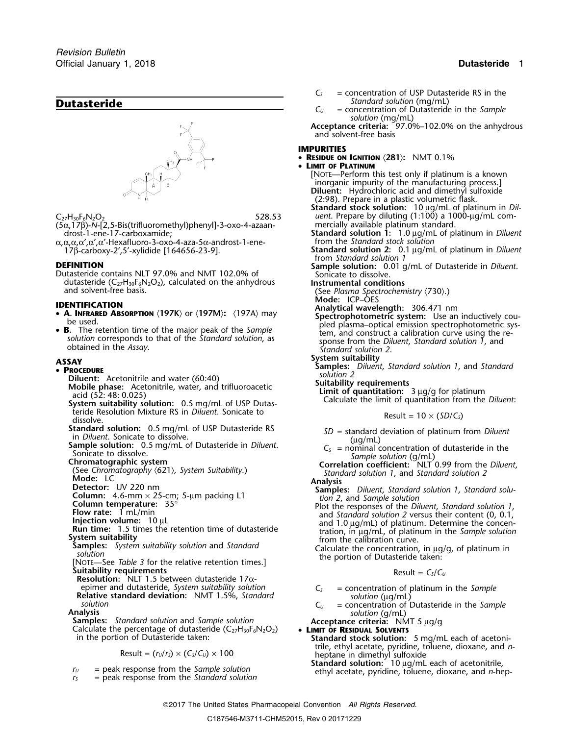# Dutasteride

$C_{27}H_{30}F_6N_2O_2$ 528.53

(5α,17β)-*N*-[2,5-Bis(trifluoromethyl)phenyl]-3-oxo-4-azaandrost-1-ene-17-carboxamide;

α,α,α,α′,α′,α′-Hexafluoro-3-oxo-4-aza-5α-androst-1-ene-17β-carboxy-2′,5′-xylidide [164656-23-9].

## DEFINITION

Dutasteride contains NLT 97.0% and NMT 102.0% of dutasteride ($C_{27}H_{30}F_6N_2O_2$), calculated on the anhydrous and solvent-free basis.

## IDENTIFICATION

- **A. Infrared Absorption** ⟨197K⟩ or ⟨197M⟩: ⟨197A⟩ may be used.
- **B.** The retention time of the major peak of the *Sample solution* corresponds to that of the *Standard solution*, as obtained in the *Assay*.

## ASSAY

- **Procedure**

**Diluent:** Acetonitrile and water (60:40)

**Mobile phase:** Acetonitrile, water, and trifluoroacetic acid (52: 48: 0.025)

**System suitability solution:** 0.5 mg/mL of USP Dutasteride Resolution Mixture RS in *Diluent*. Sonicate to dissolve.

**Standard solution:** 0.5 mg/mL of USP Dutasteride RS in *Diluent*. Sonicate to dissolve.

**Sample solution:** 0.5 mg/mL of Dutasteride in *Diluent*. Sonicate to dissolve.

**Chromatographic system**

(See *Chromatography* ⟨621⟩, *System Suitability*.)

**Mode:** LC

**Detector:** UV 220 nm

**Column:** 4.6-mm × 25-cm; 5-µm packing L1

**Column temperature:** 35°

**Flow rate:** 1 mL/min

**Injection volume:** 10 µL

**Run time:** 1.5 times the retention time of dutasteride

**System suitability**

**Samples:** *System suitability solution* and *Standard solution*

[Note—See *Table 3* for the relative retention times.]

**Suitability requirements**

**Resolution:** NLT 1.5 between dutasteride 17α-epimer and dutasteride, *System suitability solution*

**Relative standard deviation:** NMT 1.5%, *Standard solution*

**Analysis**

**Samples:** *Standard solution* and *Sample solution*

Calculate the percentage of dutasteride ($C_{27}H_{30}F_6N_2O_2$) in the portion of Dutasteride taken:

$$\text{Result} = (r_U/r_S) \times (C_S/C_U) \times 100$$

$r_U$ = peak response from the *Sample solution*
$r_S$ = peak response from the *Standard solution*
$C_S$ = concentration of USP Dutasteride RS in the *Standard solution* (mg/mL)
$C_U$ = concentration of Dutasteride in the *Sample solution* (mg/mL)

**Acceptance criteria:** 97.0%–102.0% on the anhydrous and solvent-free basis

## IMPURITIES

- **Residue on Ignition** ⟨281⟩: NMT 0.1%
- **Limit of Platinum**

[Note—Perform this test only if platinum is a known inorganic impurity of the manufacturing process.]

**Diluent:** Hydrochloric acid and dimethyl sulfoxide (2:98). Prepare in a plastic volumetric flask.

**Standard stock solution:** 10 µg/mL of platinum in *Diluent*. Prepare by diluting (1:100) a 1000-µg/mL commercially available platinum standard.

**Standard solution 1:** 1.0 µg/mL of platinum in *Diluent* from the *Standard stock solution*

**Standard solution 2:** 0.1 µg/mL of platinum in *Diluent* from *Standard solution 1*

**Sample solution:** 0.01 g/mL of Dutasteride in *Diluent*. Sonicate to dissolve.

**Instrumental conditions**

(See *Plasma Spectrochemistry* ⟨730⟩.)

**Mode:** ICP–OES

**Analytical wavelength:** 306.471 nm

**Spectrophotometric system:** Use an inductively coupled plasma–optical emission spectrophotometric system, and construct a calibration curve using the response from the *Diluent*, *Standard solution 1*, and *Standard solution 2*.

**System suitability**

**Samples:** *Diluent*, *Standard solution 1*, and *Standard solution 2*

**Suitability requirements**

**Limit of quantitation:** 3 µg/g for platinum

Calculate the limit of quantitation from the *Diluent*:

$$\text{Result} = 10 \times (SD/C_S)$$

$SD$ = standard deviation of platinum from *Diluent* (µg/mL)
$C_S$ = nominal concentration of dutasteride in the *Sample solution* (g/mL)

**Correlation coefficient:** NLT 0.99 from the *Diluent*, *Standard solution 1*, and *Standard solution 2*

**Analysis**

**Samples:** *Diluent*, *Standard solution 1*, *Standard solution 2*, and *Sample solution*

Plot the responses of the *Diluent*, *Standard solution 1*, and *Standard solution 2* versus their content (0, 0.1, and 1.0 µg/mL) of platinum. Determine the concentration, in µg/mL, of platinum in the *Sample solution* from the calibration curve.

Calculate the concentration, in µg/g, of platinum in the portion of Dutasteride taken:

$$\text{Result} = C_S/C_U$$

$C_S$ = concentration of platinum in the *Sample solution* (µg/mL)
$C_U$ = concentration of Dutasteride in the *Sample solution* (g/mL)

**Acceptance criteria:** NMT 5 µg/g

- **Limit of Residual Solvents**

**Standard stock solution:** 5 mg/mL each of acetonitrile, ethyl acetate, pyridine, toluene, dioxane, and *n*-heptane in dimethyl sulfoxide

**Standard solution:** 10 µg/mL each of acetonitrile, ethyl acetate, pyridine, toluene, dioxane, and *n*-hep-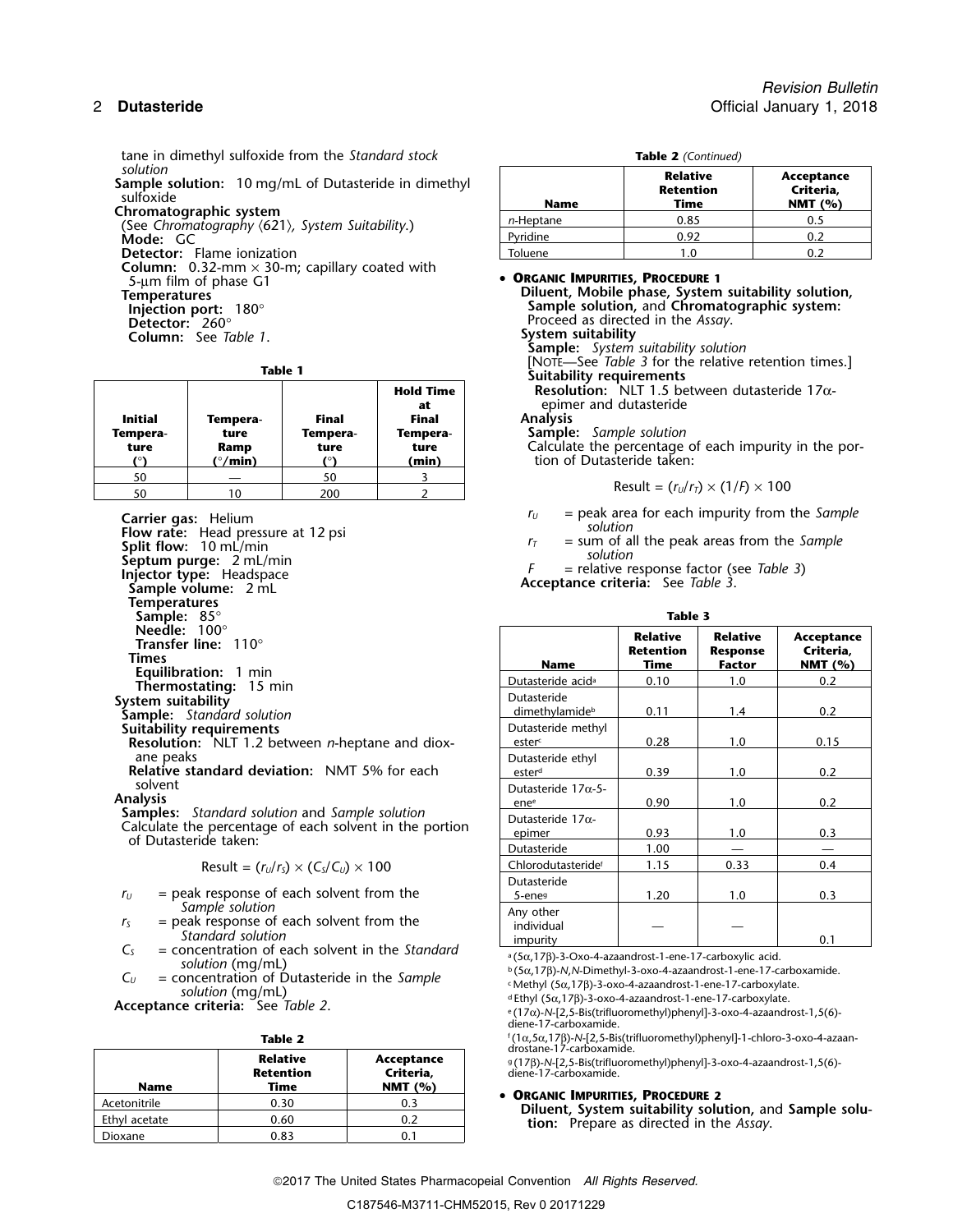tane in dimethyl sulfoxide from the *Standard stock solution*

**Sample solution:** 10 mg/mL of Dutasteride in dimethyl sulfoxide

**Chromatographic system**

(See *Chromatography* ⟨621⟩, *System Suitability*.)

**Mode:** GC

**Detector:** Flame ionization

**Column:** 0.32-mm × 30-m; capillary coated with 5-µm film of phase G1

**Temperatures**

**Injection port:** 180°

**Detector:** 260°

**Column:** See *Table 1*.

**Table 1**

| Initial Temperature (°) | Temperature Ramp (°/min) | Final Temperature (°) | Hold Time at Final Temperature (min) |
|---|---|---|---|
| 50 | — | 50 | 3 |
| 50 | 10 | 200 | 2 |

**Carrier gas:** Helium

**Flow rate:** Head pressure at 12 psi

**Split flow:** 10 mL/min

**Septum purge:** 2 mL/min

**Injector type:** Headspace

**Sample volume:** 2 mL

**Temperatures**

**Sample:** 85°

**Needle:** 100°

**Transfer line:** 110°

**Times**

**Equilibration:** 1 min

**Thermostating:** 15 min

**System suitability**

**Sample:** *Standard solution*

**Suitability requirements**

**Resolution:** NLT 1.2 between *n*-heptane and dioxane peaks

**Relative standard deviation:** NMT 5% for each solvent

**Analysis**

**Samples:** *Standard solution* and *Sample solution*

Calculate the percentage of each solvent in the portion of Dutasteride taken:

$$\text{Result} = (r_U/r_S) \times (C_S/C_U) \times 100$$

$r_U$ = peak response of each solvent from the *Sample solution*

$r_S$ = peak response of each solvent from the *Standard solution*

$C_S$ = concentration of each solvent in the *Standard solution* (mg/mL)

$C_U$ = concentration of Dutasteride in the *Sample solution* (mg/mL)

**Acceptance criteria:** See *Table 2*.

**Table 2**

| Name | Relative Retention Time | Acceptance Criteria, NMT (%) |
|---|---|---|
| Acetonitrile | 0.30 | 0.3 |
| Ethyl acetate | 0.60 | 0.2 |
| Dioxane | 0.83 | 0.1 |
| *n*-Heptane | 0.85 | 0.5 |
| Pyridine | 0.92 | 0.2 |
| Toluene | 1.0 | 0.2 |

- **Organic Impurities, Procedure 1**

**Diluent, Mobile phase, System suitability solution, Sample solution,** and **Chromatographic system:** Proceed as directed in the *Assay*.

**System suitability**

**Sample:** *System suitability solution*

[Note—See *Table 3* for the relative retention times.]

**Suitability requirements**

**Resolution:** NLT 1.5 between dutasteride 17α-epimer and dutasteride

**Analysis**

**Sample:** *Sample solution*

Calculate the percentage of each impurity in the portion of Dutasteride taken:

$$\text{Result} = (r_U/r_T) \times (1/F) \times 100$$

$r_U$ = peak area for each impurity from the *Sample solution*

$r_T$ = sum of all the peak areas from the *Sample solution*

$F$ = relative response factor (see *Table 3*)

**Acceptance criteria:** See *Table 3*.

**Table 3**

| Name | Relative Retention Time | Relative Response Factor | Acceptance Criteria, NMT (%) |
|---|---|---|---|
| Dutasteride acid[a] | 0.10 | 1.0 | 0.2 |
| Dutasteride dimethylamide[b] | 0.11 | 1.4 | 0.2 |
| Dutasteride methyl ester[c] | 0.28 | 1.0 | 0.15 |
| Dutasteride ethyl ester[d] | 0.39 | 1.0 | 0.2 |
| Dutasteride 17α-5-ene[e] | 0.90 | 1.0 | 0.2 |
| Dutasteride 17α-epimer | 0.93 | 1.0 | 0.3 |
| Dutasteride | 1.00 | — | — |
| Chlorodutasteride[f] | 1.15 | 0.33 | 0.4 |
| Dutasteride 5-ene[g] | 1.20 | 1.0 | 0.3 |
| Any other individual impurity | — | — | 0.1 |

[a] (5α,17β)-3-Oxo-4-azaandrost-1-ene-17-carboxylic acid.

[b] (5α,17β)-*N*,*N*-Dimethyl-3-oxo-4-azaandrost-1-ene-17-carboxamide.

[c] Methyl (5α,17β)-3-oxo-4-azaandrost-1-ene-17-carboxylate.

[d] Ethyl (5α,17β)-3-oxo-4-azaandrost-1-ene-17-carboxylate.

[e] (17α)-*N*-[2,5-Bis(trifluoromethyl)phenyl]-3-oxo-4-azaandrost-1,5(6)-diene-17-carboxamide.

[f] (1α,5α,17β)-*N*-[2,5-Bis(trifluoromethyl)phenyl]-1-chloro-3-oxo-4-azaandrostane-17-carboxamide.

[g] (17β)-*N*-[2,5-Bis(trifluoromethyl)phenyl]-3-oxo-4-azaandrost-1,5(6)-diene-17-carboxamide.

- **Organic Impurities, Procedure 2**

**Diluent, System suitability solution,** and **Sample solution:** Prepare as directed in the *Assay*.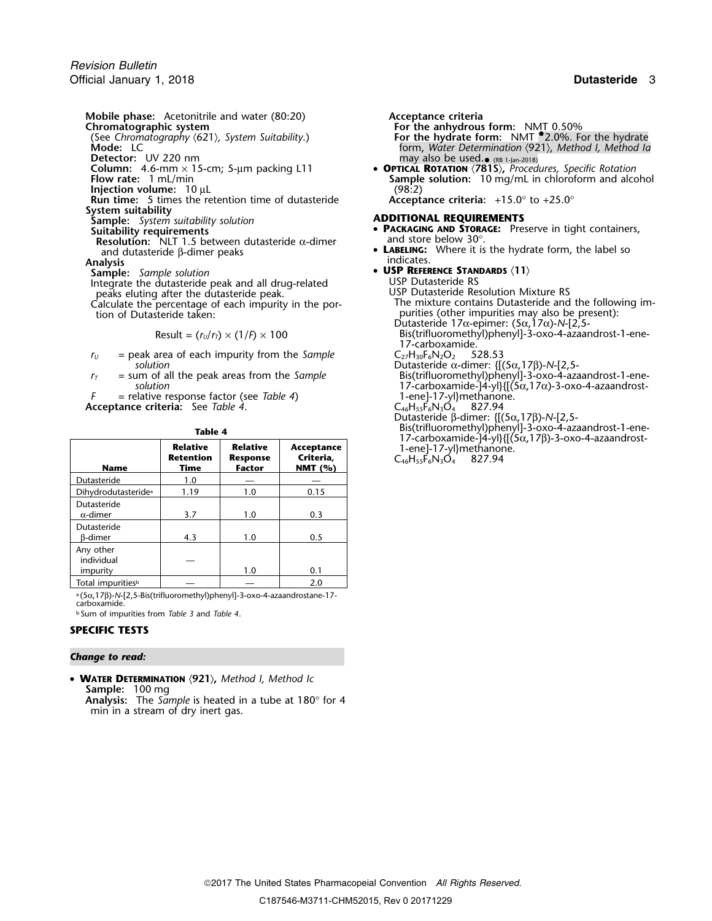**Mobile phase:** Acetonitrile and water (80:20)
**Chromatographic system**
(See *Chromatography* ⟨621⟩, *System Suitability*.)
**Mode:** LC
**Detector:** UV 220 nm
**Column:** 4.6-mm × 15-cm; 5-µm packing L11
**Flow rate:** 1 mL/min
**Injection volume:** 10 µL
**Run time:** 5 times the retention time of dutasteride
**System suitability**
**Sample:** *System suitability solution*
**Suitability requirements**
**Resolution:** NLT 1.5 between dutasteride α-dimer and dutasteride β-dimer peaks
**Analysis**
**Sample:** *Sample solution*
Integrate the dutasteride peak and all drug-related peaks eluting after the dutasteride peak.
Calculate the percentage of each impurity in the portion of Dutasteride taken:

$$\text{Result} = (r_U/r_T) \times (1/F) \times 100$$

$r_U$ = peak area of each impurity from the *Sample solution*
$r_T$ = sum of all the peak areas from the *Sample solution*
$F$ = relative response factor (see *Table 4*)
**Acceptance criteria:** See *Table 4*.

**Table 4**

| Name | Relative Retention Time | Relative Response Factor | Acceptance Criteria, NMT (%) |
|---|---|---|---|
| Dutasteride | 1.0 | — | — |
| Dihydrodutasteride[a] | 1.19 | 1.0 | 0.15 |
| Dutasteride α-dimer | 3.7 | 1.0 | 0.3 |
| Dutasteride β-dimer | 4.3 | 1.0 | 0.5 |
| Any other individual impurity | — | 1.0 | 0.1 |
| Total impurities[b] | — | — | 2.0 |

[a] (5α,17β)-*N*-[2,5-Bis(trifluoromethyl)phenyl]-3-oxo-4-azaandrostane-17-carboxamide.
[b] Sum of impurities from *Table 3* and *Table 4*.

### SPECIFIC TESTS

***Change to read:***

- **Water Determination** ⟨921⟩**,** *Method I, Method Ic*
  **Sample:** 100 mg
  **Analysis:** The *Sample* is heated in a tube at 180° for 4 min in a stream of dry inert gas.
  **Acceptance criteria**
  **For the anhydrous form:** NMT 0.50%
  **For the hydrate form:** NMT ●2.0%. For the hydrate form, *Water Determination* ⟨921⟩, *Method I, Method Ia* may also be used.● (RB 1-Jan-2018)
- **Optical Rotation** ⟨781S⟩, *Procedures, Specific Rotation*
  **Sample solution:** 10 mg/mL in chloroform and alcohol (98:2)
  **Acceptance criteria:** +15.0° to +25.0°

### ADDITIONAL REQUIREMENTS

- **Packaging and Storage:** Preserve in tight containers, and store below 30°.
- **Labeling:** Where it is the hydrate form, the label so indicates.
- **USP Reference Standards** ⟨11⟩
  USP Dutasteride RS
  USP Dutasteride Resolution Mixture RS
  The mixture contains Dutasteride and the following impurities (other impurities may also be present):
  Dutasteride 17α-epimer: (5α,17α)-*N*-[2,5-Bis(trifluoromethyl)phenyl]-3-oxo-4-azaandrost-1-ene-17-carboxamide.
  $C_{27}H_{30}F_6N_2O_2$ 528.53
  Dutasteride α-dimer: {[(5α,17β)-*N*-[2,5-Bis(trifluoromethyl)phenyl]-3-oxo-4-azaandrost-1-ene-17-carboxamide-]4-yl}{[(5α,17α)-3-oxo-4-azaandrost-1-ene]-17-yl}methanone.
  $C_{46}H_{55}F_6N_3O_4$ 827.94
  Dutasteride β-dimer: {[(5α,17β)-*N*-[2,5-Bis(trifluoromethyl)phenyl]-3-oxo-4-azaandrost-1-ene-17-carboxamide-]4-yl}{[(5α,17β)-3-oxo-4-azaandrost-1-ene]-17-yl}methanone.
  $C_{46}H_{55}F_6N_3O_4$ 827.94